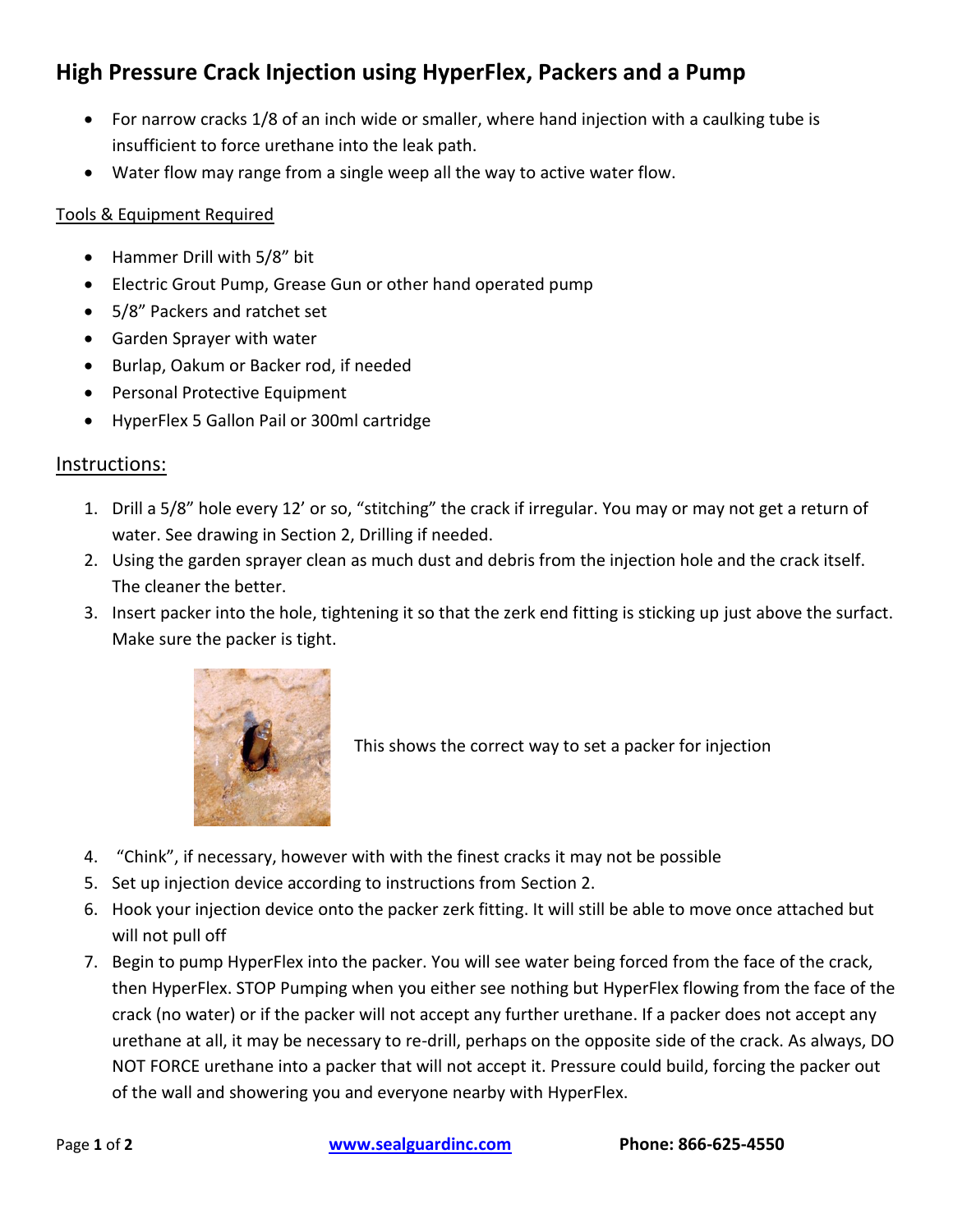## High Pressure Crack Injection using HyperFlex, Packers and a Pump

- For narrow cracks 1/8 of an inch wide or smaller, where hand injection with a caulking tube is insufficient to force urethane into the leak path.
- Water flow may range from a single weep all the way to active water flow.

Tools & Equipment Required

- Hammer Drill with 5/8" bit
- Electric Grout Pump, Grease Gun or other hand operated pump
- 5/8" Packers and ratchet set
- Garden Sprayer with water
- Burlap, Oakum or Backer rod, if needed
- Personal Protective Equipment
- HyperFlex 5 Gallon Pail or 300ml cartridge

### Instructions:

1. Drill a 5/8" hole every 12' or so, "stitching" the crack if irregular. You may or may not get a return of water. See drawing in Section 2, Drilling if needed.
2. Using the garden sprayer clean as much dust and debris from the injection hole and the crack itself. The cleaner the better.
3. Insert packer into the hole, tightening it so that the zerk end fitting is sticking up just above the surfact. Make sure the packer is tight.

This shows the correct way to set a packer for injection

4. "Chink", if necessary, however with with the finest cracks it may not be possible
5. Set up injection device according to instructions from Section 2.
6. Hook your injection device onto the packer zerk fitting. It will still be able to move once attached but will not pull off
7. Begin to pump HyperFlex into the packer. You will see water being forced from the face of the crack, then HyperFlex. STOP Pumping when you either see nothing but HyperFlex flowing from the face of the crack (no water) or if the packer will not accept any further urethane. If a packer does not accept any urethane at all, it may be necessary to re-drill, perhaps on the opposite side of the crack. As always, DO NOT FORCE urethane into a packer that will not accept it. Pressure could build, forcing the packer out of the wall and showering you and everyone nearby with HyperFlex.

www.sealguardinc.com Phone: 866-625-4550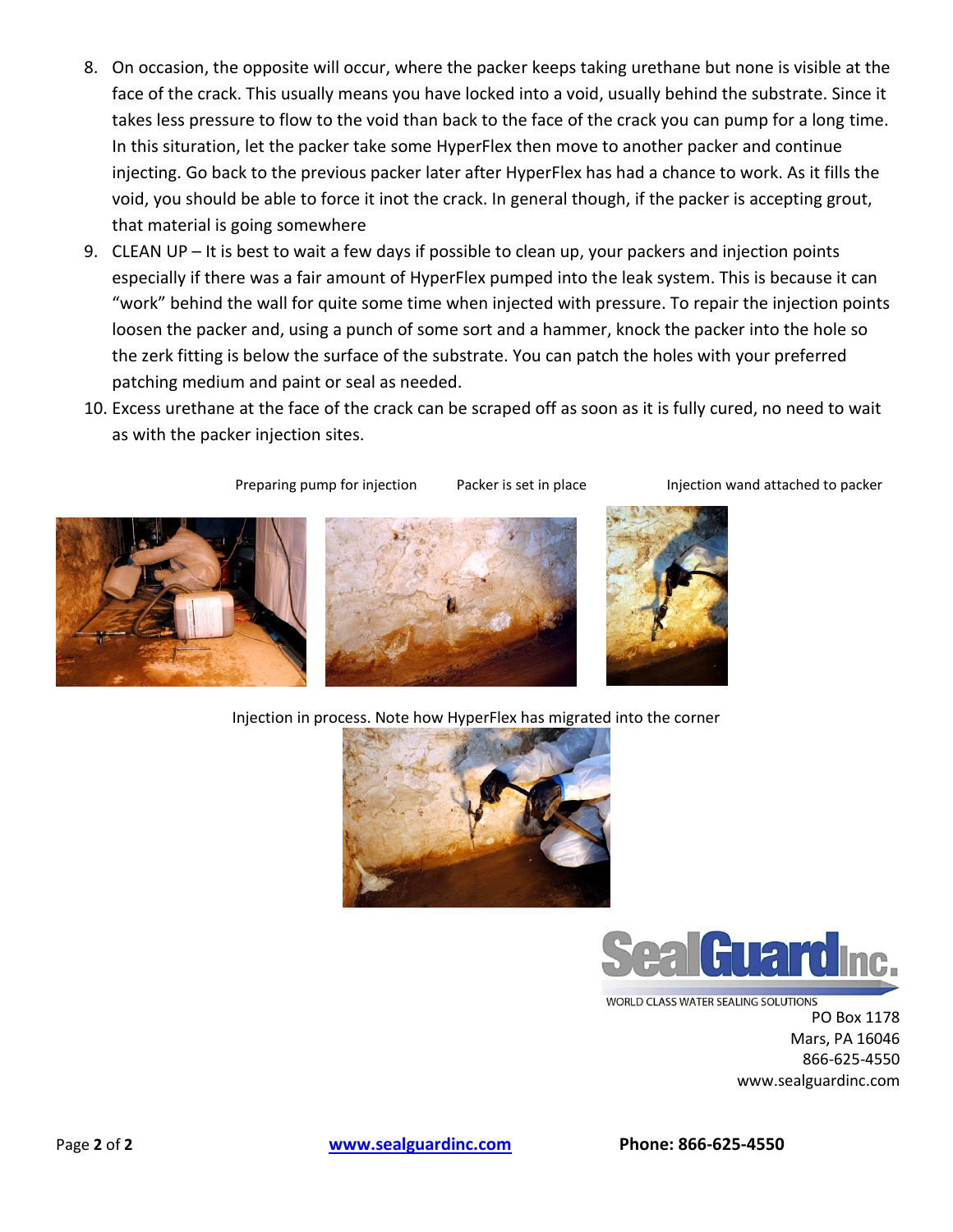8. On occasion, the opposite will occur, where the packer keeps taking urethane but none is visible at the face of the crack. This usually means you have locked into a void, usually behind the substrate. Since it takes less pressure to flow to the void than back to the face of the crack you can pump for a long time. In this siruation, let the packer take some HyperFlex then move to another packer and continue injecting. Go back to the previous packer later after HyperFlex has had a chance to work. As it fills the void, you should be able to force it inot the crack. In general though, if the packer is accepting grout, that material is going somewhere
9. CLEAN UP – It is best to wait a few days if possible to clean up, your packers and injection points especially if there was a fair amount of HyperFlex pumped into the leak system. This is because it can "work" behind the wall for quite some time when injected with pressure. To repair the injection points loosen the packer and, using a punch of some sort and a hammer, knock the packer into the hole so the zerk fitting is below the surface of the substrate. You can patch the holes with your preferred patching medium and paint or seal as needed.
10. Excess urethane at the face of the crack can be scraped off as soon as it is fully cured, no need to wait as with the packer injection sites.

Preparing pump for injection

Packer is set in place

Injection wand attached to packer

Injection in process. Note how HyperFlex has migrated into the corner

SealGuard Inc.
WORLD CLASS WATER SEALING SOLUTIONS
PO Box 1178
Mars, PA 16046
866-625-4550
www.sealguardinc.com